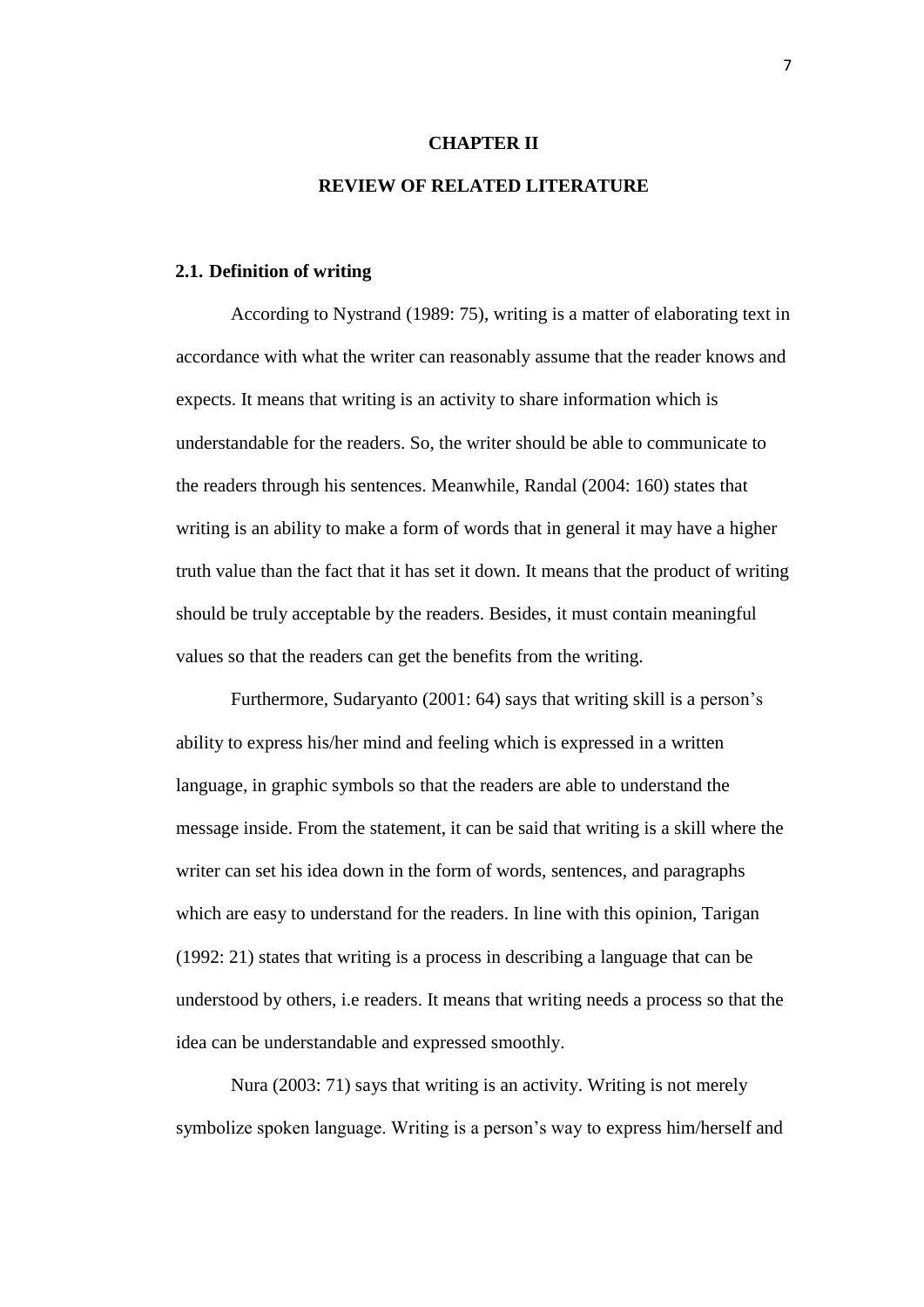# CHAPTER II

# REVIEW OF RELATED LITERATURE

## 2.1. Definition of writing

According to Nystrand (1989: 75), writing is a matter of elaborating text in accordance with what the writer can reasonably assume that the reader knows and expects. It means that writing is an activity to share information which is understandable for the readers. So, the writer should be able to communicate to the readers through his sentences. Meanwhile, Randal (2004: 160) states that writing is an ability to make a form of words that in general it may have a higher truth value than the fact that it has set it down. It means that the product of writing should be truly acceptable by the readers. Besides, it must contain meaningful values so that the readers can get the benefits from the writing.

Furthermore, Sudaryanto (2001: 64) says that writing skill is a person's ability to express his/her mind and feeling which is expressed in a written language, in graphic symbols so that the readers are able to understand the message inside. From the statement, it can be said that writing is a skill where the writer can set his idea down in the form of words, sentences, and paragraphs which are easy to understand for the readers. In line with this opinion, Tarigan (1992: 21) states that writing is a process in describing a language that can be understood by others, i.e readers. It means that writing needs a process so that the idea can be understandable and expressed smoothly.

Nura (2003: 71) says that writing is an activity. Writing is not merely symbolize spoken language. Writing is a person's way to express him/herself and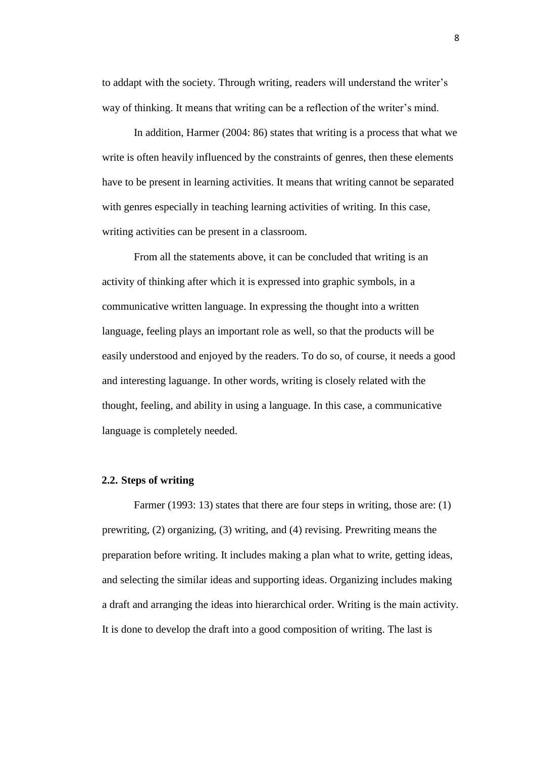to addapt with the society. Through writing, readers will understand the writer's way of thinking. It means that writing can be a reflection of the writer's mind.

In addition, Harmer (2004: 86) states that writing is a process that what we write is often heavily influenced by the constraints of genres, then these elements have to be present in learning activities. It means that writing cannot be separated with genres especially in teaching learning activities of writing. In this case, writing activities can be present in a classroom.

From all the statements above, it can be concluded that writing is an activity of thinking after which it is expressed into graphic symbols, in a communicative written language. In expressing the thought into a written language, feeling plays an important role as well, so that the products will be easily understood and enjoyed by the readers. To do so, of course, it needs a good and interesting laguange. In other words, writing is closely related with the thought, feeling, and ability in using a language. In this case, a communicative language is completely needed.

## 2.2. Steps of writing

Farmer (1993: 13) states that there are four steps in writing, those are: (1) prewriting, (2) organizing, (3) writing, and (4) revising. Prewriting means the preparation before writing. It includes making a plan what to write, getting ideas, and selecting the similar ideas and supporting ideas. Organizing includes making a draft and arranging the ideas into hierarchical order. Writing is the main activity. It is done to develop the draft into a good composition of writing. The last is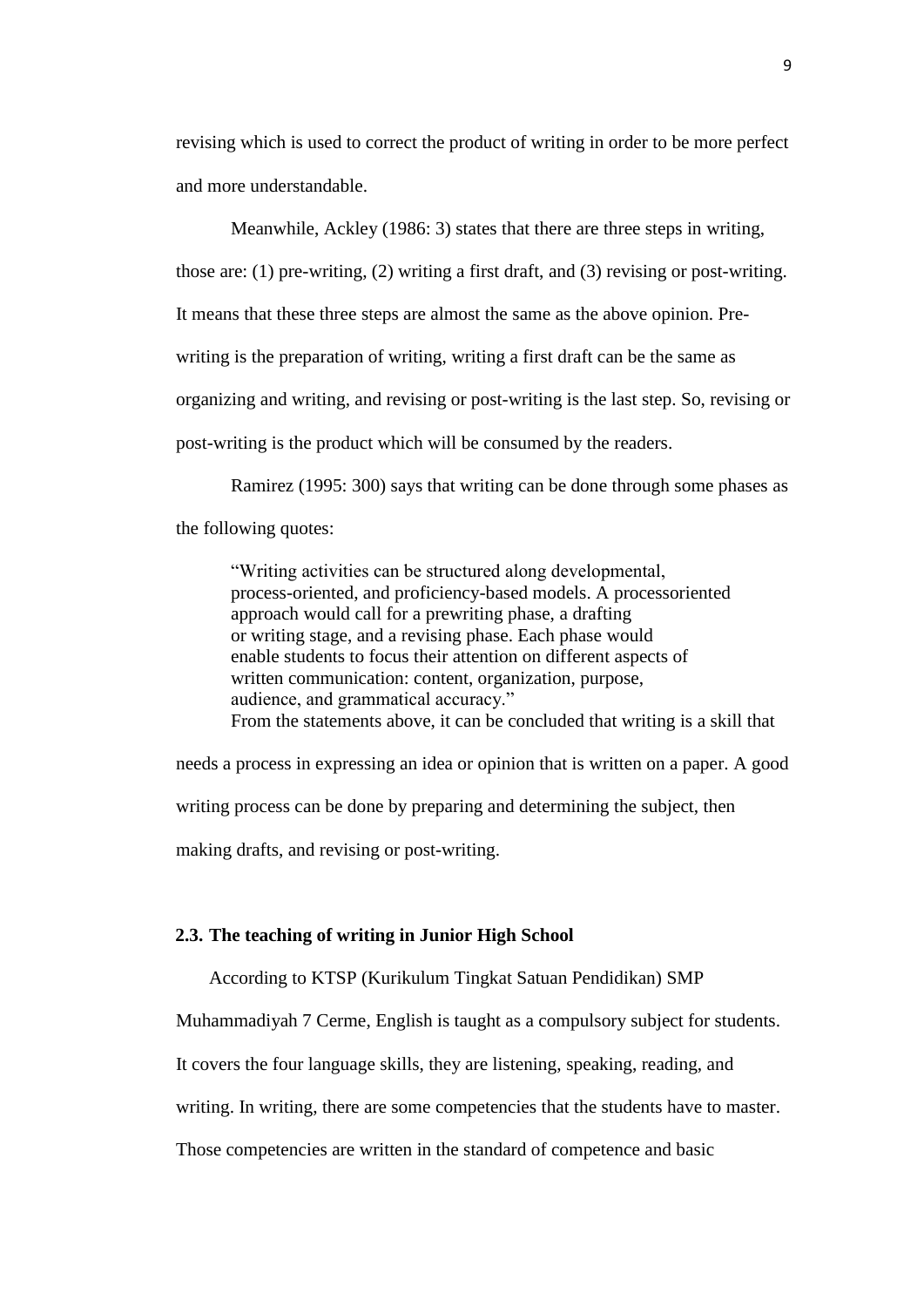revising which is used to correct the product of writing in order to be more perfect and more understandable.

Meanwhile, Ackley (1986: 3) states that there are three steps in writing, those are: (1) pre-writing, (2) writing a first draft, and (3) revising or post-writing. It means that these three steps are almost the same as the above opinion. Pre-writing is the preparation of writing, writing a first draft can be the same as organizing and writing, and revising or post-writing is the last step. So, revising or post-writing is the product which will be consumed by the readers.

Ramirez (1995: 300) says that writing can be done through some phases as the following quotes:

> "Writing activities can be structured along developmental, process-oriented, and proficiency-based models. A processoriented approach would call for a prewriting phase, a drafting or writing stage, and a revising phase. Each phase would enable students to focus their attention on different aspects of written communication: content, organization, purpose, audience, and grammatical accuracy."

From the statements above, it can be concluded that writing is a skill that needs a process in expressing an idea or opinion that is written on a paper. A good writing process can be done by preparing and determining the subject, then making drafts, and revising or post-writing.

### 2.3. The teaching of writing in Junior High School

According to KTSP (Kurikulum Tingkat Satuan Pendidikan) SMP Muhammadiyah 7 Cerme, English is taught as a compulsory subject for students. It covers the four language skills, they are listening, speaking, reading, and writing. In writing, there are some competencies that the students have to master. Those competencies are written in the standard of competence and basic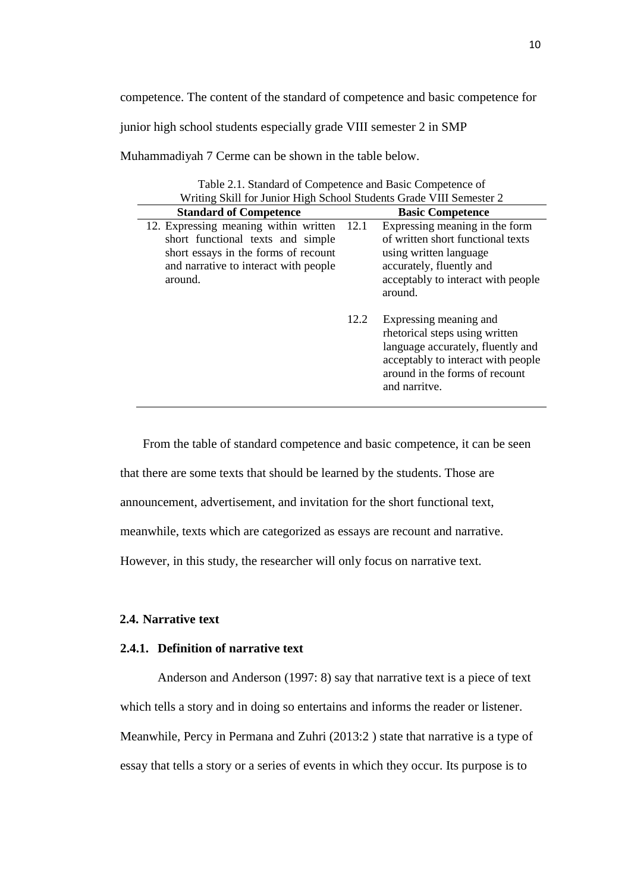competence. The content of the standard of competence and basic competence for junior high school students especially grade VIII semester 2 in SMP Muhammadiyah 7 Cerme can be shown in the table below.

Table 2.1. Standard of Competence and Basic Competence of Writing Skill for Junior High School Students Grade VIII Semester 2

| Standard of Competence | | Basic Competence |
|---|---|---|
| 12. Expressing meaning within written short functional texts and simple short essays in the forms of recount and narrative to interact with people around. | 12.1 | Expressing meaning in the form of written short functional texts using written language accurately, fluently and acceptably to interact with people around. |
| | 12.2 | Expressing meaning and rhetorical steps using written language accurately, fluently and acceptably to interact with people around in the forms of recount and narritve. |

From the table of standard competence and basic competence, it can be seen that there are some texts that should be learned by the students. Those are announcement, advertisement, and invitation for the short functional text, meanwhile, texts which are categorized as essays are recount and narrative. However, in this study, the researcher will only focus on narrative text.

## 2.4. Narrative text

### 2.4.1. Definition of narrative text

Anderson and Anderson (1997: 8) say that narrative text is a piece of text which tells a story and in doing so entertains and informs the reader or listener. Meanwhile, Percy in Permana and Zuhri (2013:2 ) state that narrative is a type of essay that tells a story or a series of events in which they occur. Its purpose is to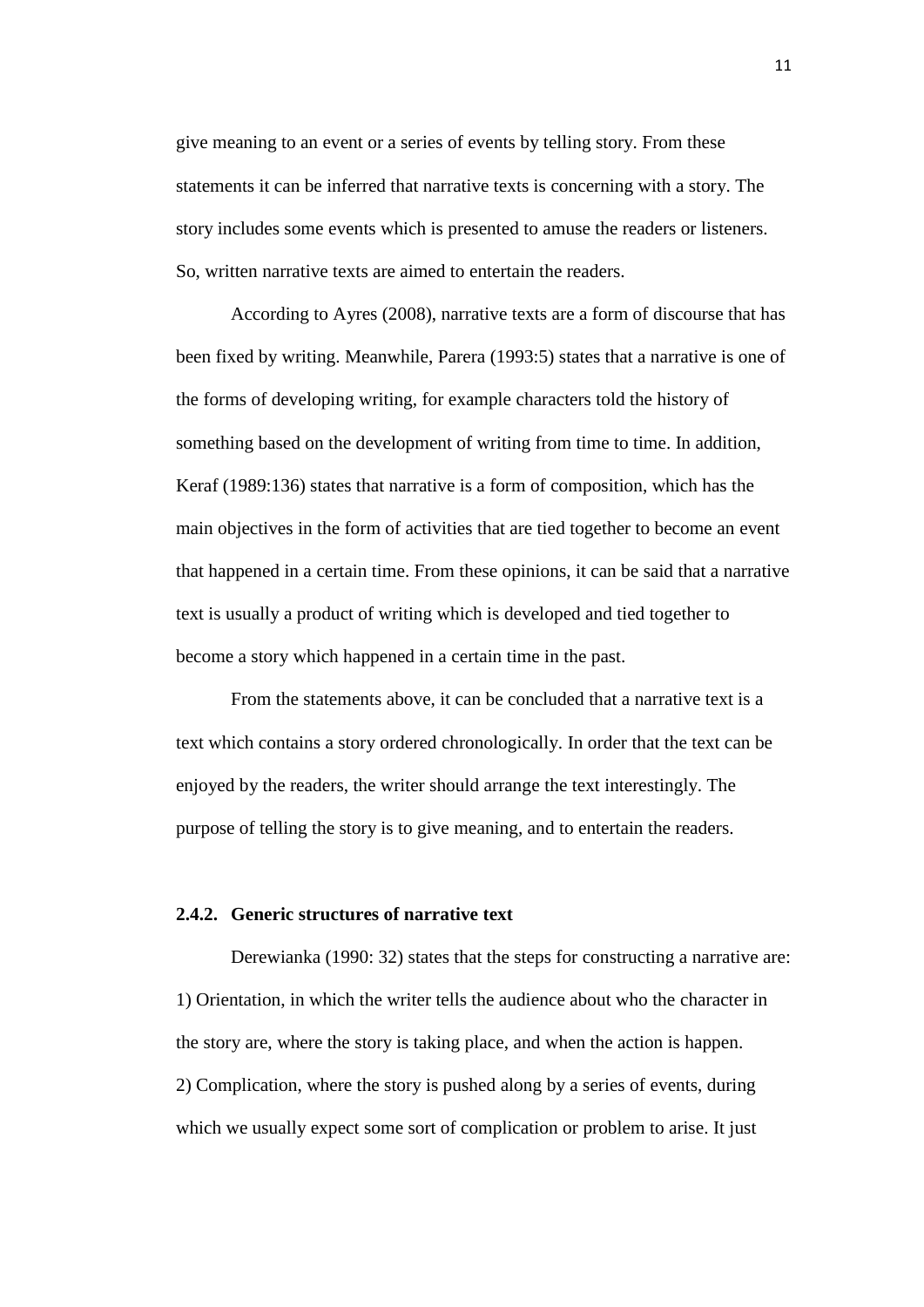give meaning to an event or a series of events by telling story. From these statements it can be inferred that narrative texts is concerning with a story. The story includes some events which is presented to amuse the readers or listeners. So, written narrative texts are aimed to entertain the readers.

According to Ayres (2008), narrative texts are a form of discourse that has been fixed by writing. Meanwhile, Parera (1993:5) states that a narrative is one of the forms of developing writing, for example characters told the history of something based on the development of writing from time to time. In addition, Keraf (1989:136) states that narrative is a form of composition, which has the main objectives in the form of activities that are tied together to become an event that happened in a certain time. From these opinions, it can be said that a narrative text is usually a product of writing which is developed and tied together to become a story which happened in a certain time in the past.

From the statements above, it can be concluded that a narrative text is a text which contains a story ordered chronologically. In order that the text can be enjoyed by the readers, the writer should arrange the text interestingly. The purpose of telling the story is to give meaning, and to entertain the readers.

### 2.4.2. Generic structures of narrative text

Derewianka (1990: 32) states that the steps for constructing a narrative are:
1) Orientation, in which the writer tells the audience about who the character in the story are, where the story is taking place, and when the action is happen.
2) Complication, where the story is pushed along by a series of events, during which we usually expect some sort of complication or problem to arise. It just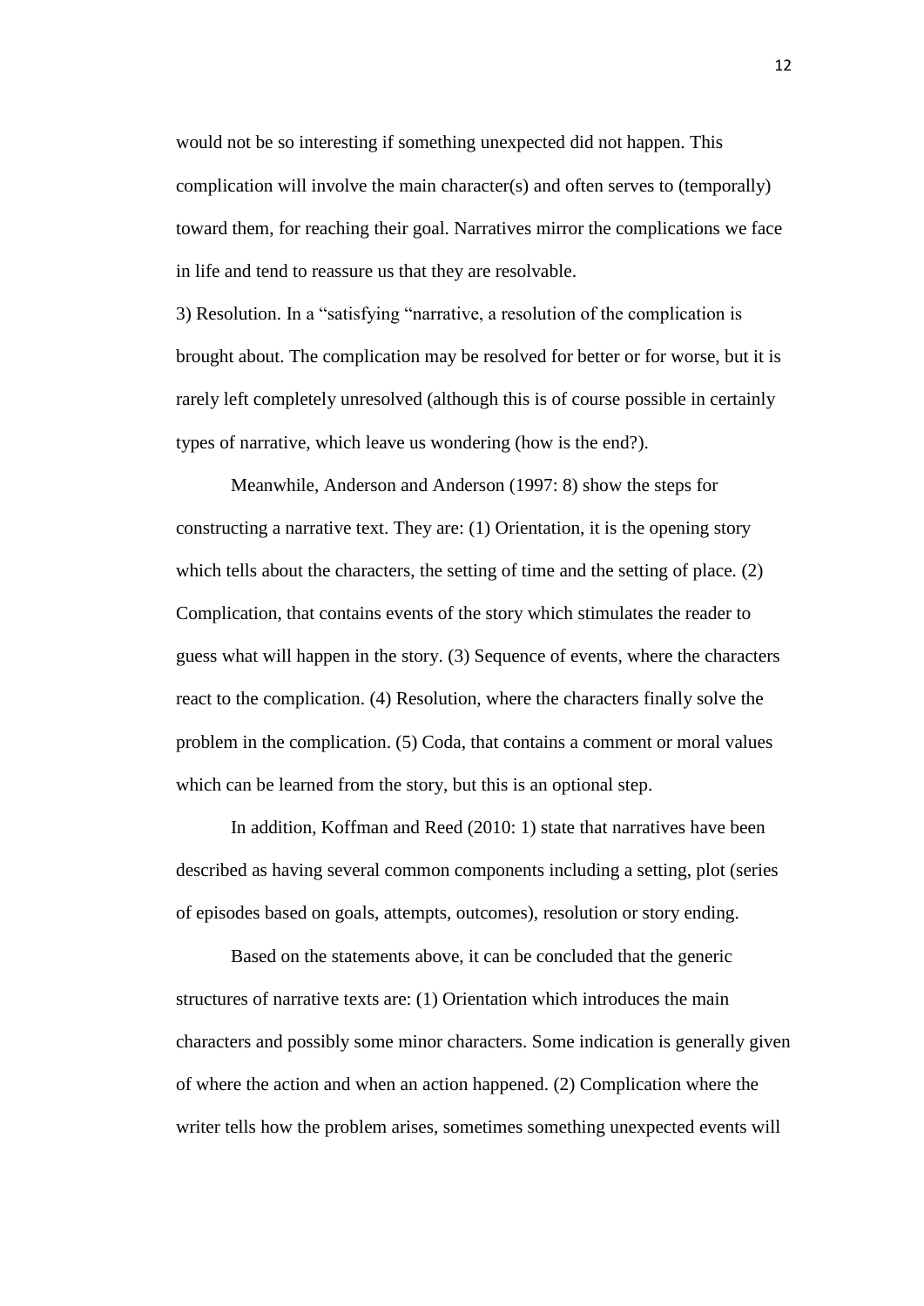would not be so interesting if something unexpected did not happen. This complication will involve the main character(s) and often serves to (temporally) toward them, for reaching their goal. Narratives mirror the complications we face in life and tend to reassure us that they are resolvable.

3) Resolution. In a “satisfying “narrative, a resolution of the complication is brought about. The complication may be resolved for better or for worse, but it is rarely left completely unresolved (although this is of course possible in certainly types of narrative, which leave us wondering (how is the end?).

Meanwhile, Anderson and Anderson (1997: 8) show the steps for constructing a narrative text. They are: (1) Orientation, it is the opening story which tells about the characters, the setting of time and the setting of place. (2) Complication, that contains events of the story which stimulates the reader to guess what will happen in the story. (3) Sequence of events, where the characters react to the complication. (4) Resolution, where the characters finally solve the problem in the complication. (5) Coda, that contains a comment or moral values which can be learned from the story, but this is an optional step.

In addition, Koffman and Reed (2010: 1) state that narratives have been described as having several common components including a setting, plot (series of episodes based on goals, attempts, outcomes), resolution or story ending.

Based on the statements above, it can be concluded that the generic structures of narrative texts are: (1) Orientation which introduces the main characters and possibly some minor characters. Some indication is generally given of where the action and when an action happened. (2) Complication where the writer tells how the problem arises, sometimes something unexpected events will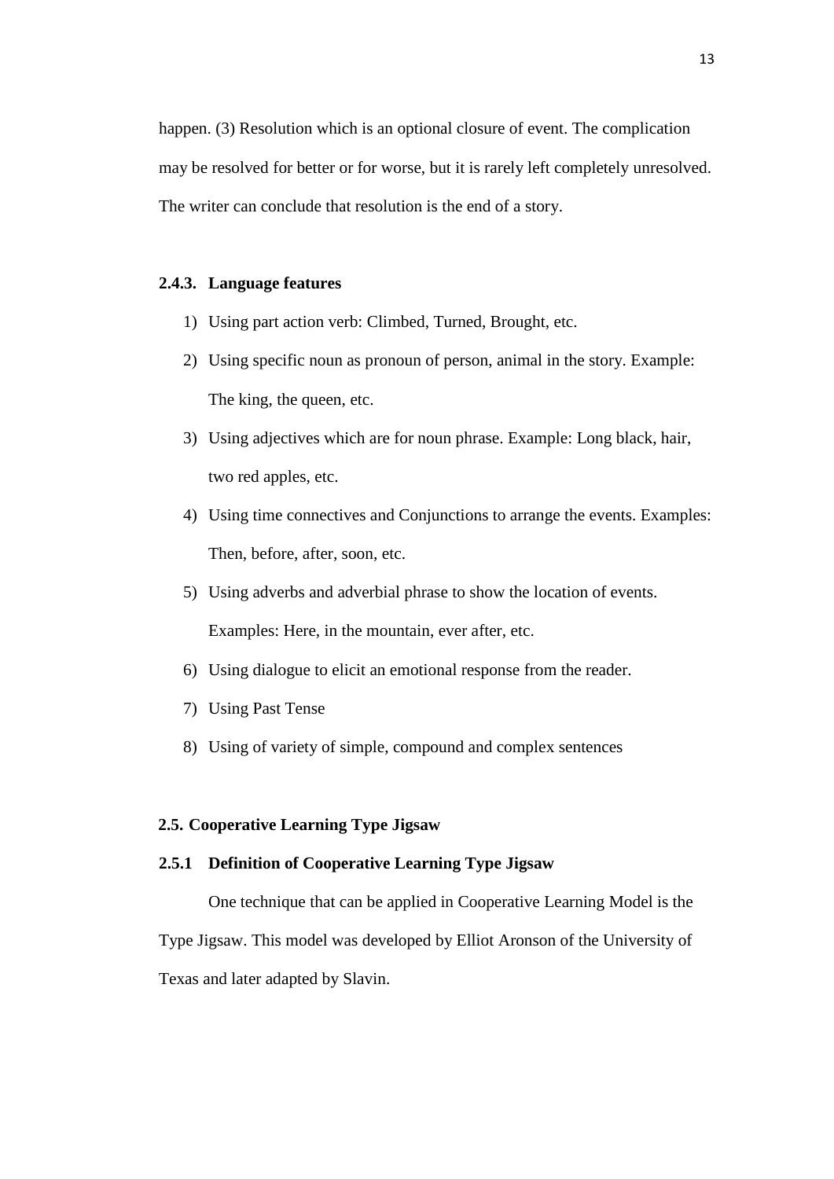happen. (3) Resolution which is an optional closure of event. The complication may be resolved for better or for worse, but it is rarely left completely unresolved. The writer can conclude that resolution is the end of a story.

### 2.4.3. Language features

1) Using part action verb: Climbed, Turned, Brought, etc.
2) Using specific noun as pronoun of person, animal in the story. Example: The king, the queen, etc.
3) Using adjectives which are for noun phrase. Example: Long black, hair, two red apples, etc.
4) Using time connectives and Conjunctions to arrange the events. Examples: Then, before, after, soon, etc.
5) Using adverbs and adverbial phrase to show the location of events. Examples: Here, in the mountain, ever after, etc.
6) Using dialogue to elicit an emotional response from the reader.
7) Using Past Tense
8) Using of variety of simple, compound and complex sentences

## 2.5. Cooperative Learning Type Jigsaw

### 2.5.1 Definition of Cooperative Learning Type Jigsaw

One technique that can be applied in Cooperative Learning Model is the Type Jigsaw. This model was developed by Elliot Aronson of the University of Texas and later adapted by Slavin.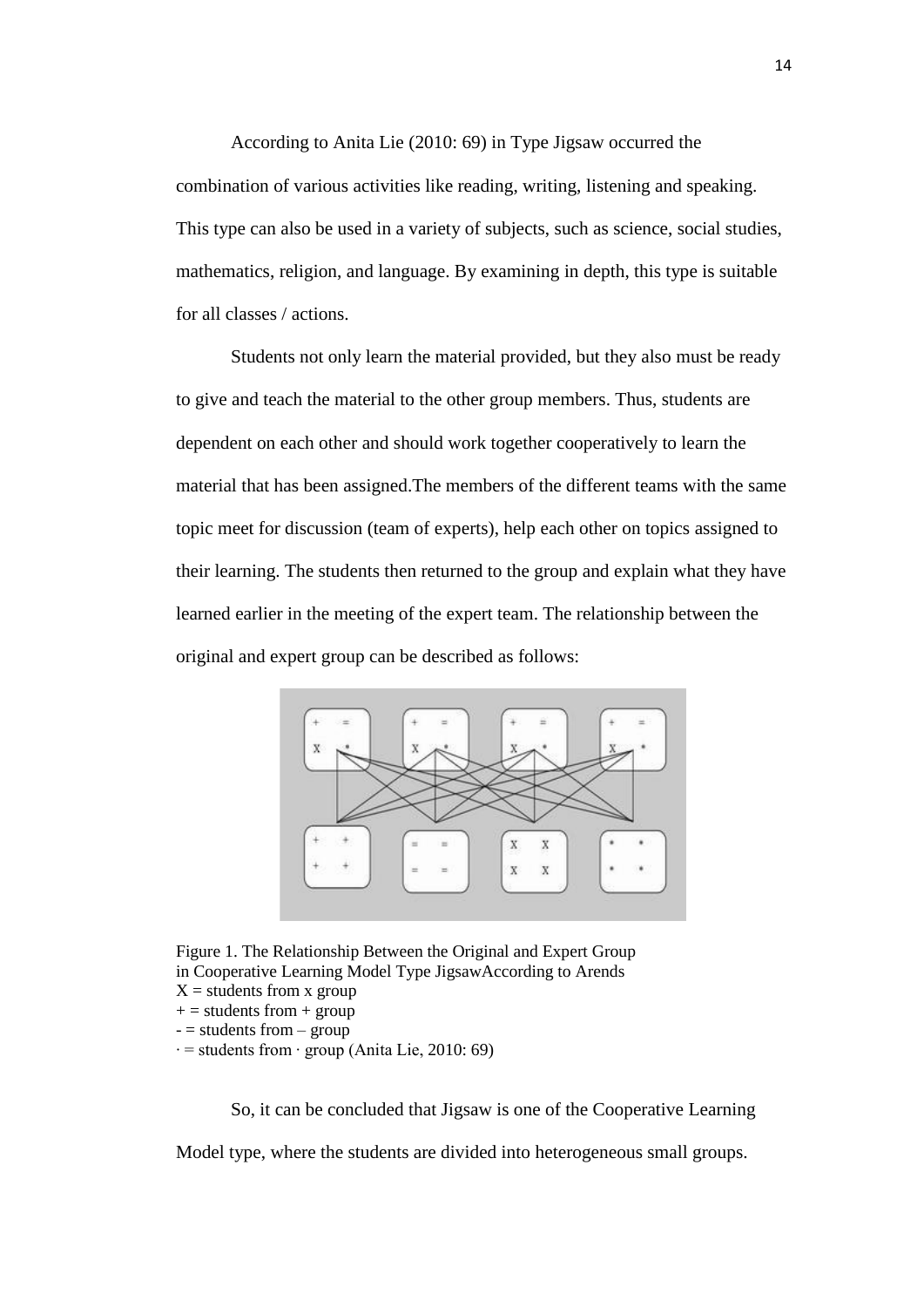According to Anita Lie (2010: 69) in Type Jigsaw occurred the combination of various activities like reading, writing, listening and speaking. This type can also be used in a variety of subjects, such as science, social studies, mathematics, religion, and language. By examining in depth, this type is suitable for all classes / actions.

Students not only learn the material provided, but they also must be ready to give and teach the material to the other group members. Thus, students are dependent on each other and should work together cooperatively to learn the material that has been assigned.The members of the different teams with the same topic meet for discussion (team of experts), help each other on topics assigned to their learning. The students then returned to the group and explain what they have learned earlier in the meeting of the expert team. The relationship between the original and expert group can be described as follows:

Figure 1. The Relationship Between the Original and Expert Group in Cooperative Learning Model Type JigsawAccording to Arends
X = students from x group
+ = students from + group
- = students from – group
· = students from · group (Anita Lie, 2010: 69)

So, it can be concluded that Jigsaw is one of the Cooperative Learning Model type, where the students are divided into heterogeneous small groups.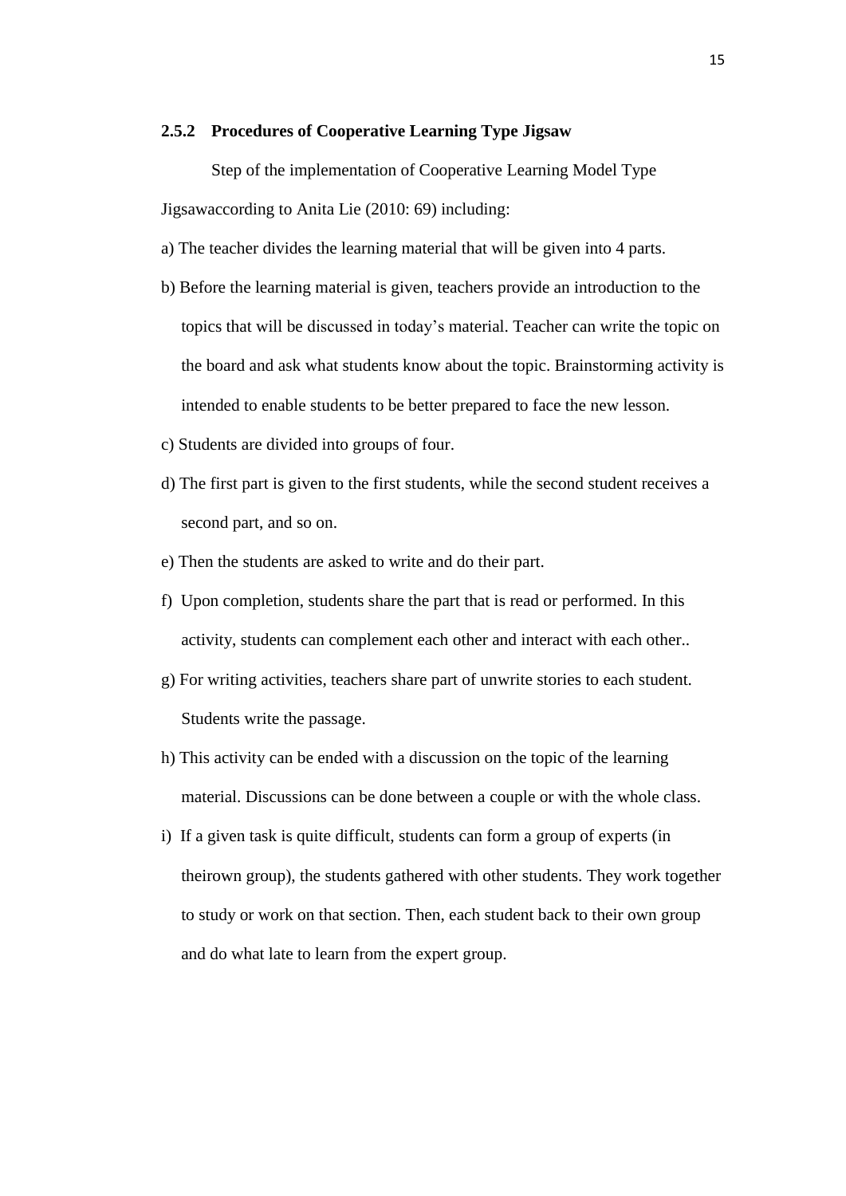### 2.5.2 Procedures of Cooperative Learning Type Jigsaw

Step of the implementation of Cooperative Learning Model Type Jigsawaccording to Anita Lie (2010: 69) including:

a) The teacher divides the learning material that will be given into 4 parts.

b) Before the learning material is given, teachers provide an introduction to the topics that will be discussed in today's material. Teacher can write the topic on the board and ask what students know about the topic. Brainstorming activity is intended to enable students to be better prepared to face the new lesson.

c) Students are divided into groups of four.

d) The first part is given to the first students, while the second student receives a second part, and so on.

e) Then the students are asked to write and do their part.

f) Upon completion, students share the part that is read or performed. In this activity, students can complement each other and interact with each other..

g) For writing activities, teachers share part of unwrite stories to each student. Students write the passage.

h) This activity can be ended with a discussion on the topic of the learning material. Discussions can be done between a couple or with the whole class.

i) If a given task is quite difficult, students can form a group of experts (in theirown group), the students gathered with other students. They work together to study or work on that section. Then, each student back to their own group and do what late to learn from the expert group.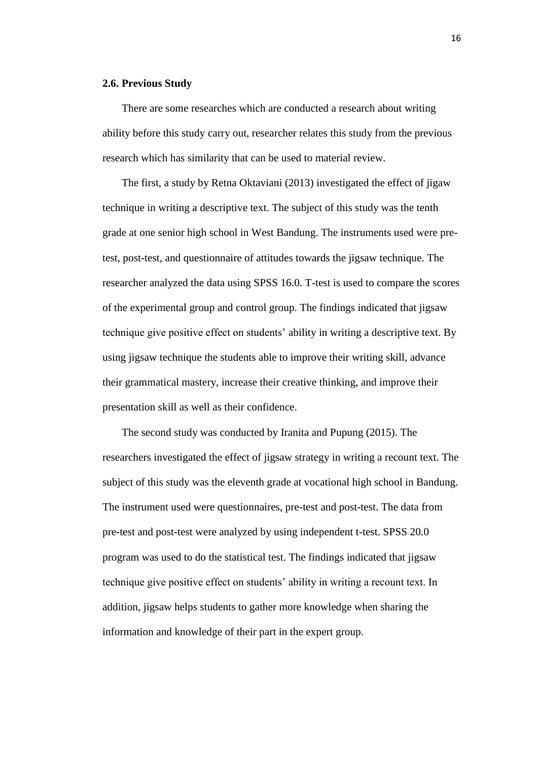### 2.6. Previous Study

There are some researches which are conducted a research about writing ability before this study carry out, researcher relates this study from the previous research which has similarity that can be used to material review.

The first, a study by Retna Oktaviani (2013) investigated the effect of jigaw technique in writing a descriptive text. The subject of this study was the tenth grade at one senior high school in West Bandung. The instruments used were pre-test, post-test, and questionnaire of attitudes towards the jigsaw technique. The researcher analyzed the data using SPSS 16.0. T-test is used to compare the scores of the experimental group and control group. The findings indicated that jigsaw technique give positive effect on students' ability in writing a descriptive text. By using jigsaw technique the students able to improve their writing skill, advance their grammatical mastery, increase their creative thinking, and improve their presentation skill as well as their confidence.

The second study was conducted by Iranita and Pupung (2015). The researchers investigated the effect of jigsaw strategy in writing a recount text. The subject of this study was the eleventh grade at vocational high school in Bandung. The instrument used were questionnaires, pre-test and post-test. The data from pre-test and post-test were analyzed by using independent t-test. SPSS 20.0 program was used to do the statistical test. The findings indicated that jigsaw technique give positive effect on students' ability in writing a recount text. In addition, jigsaw helps students to gather more knowledge when sharing the information and knowledge of their part in the expert group.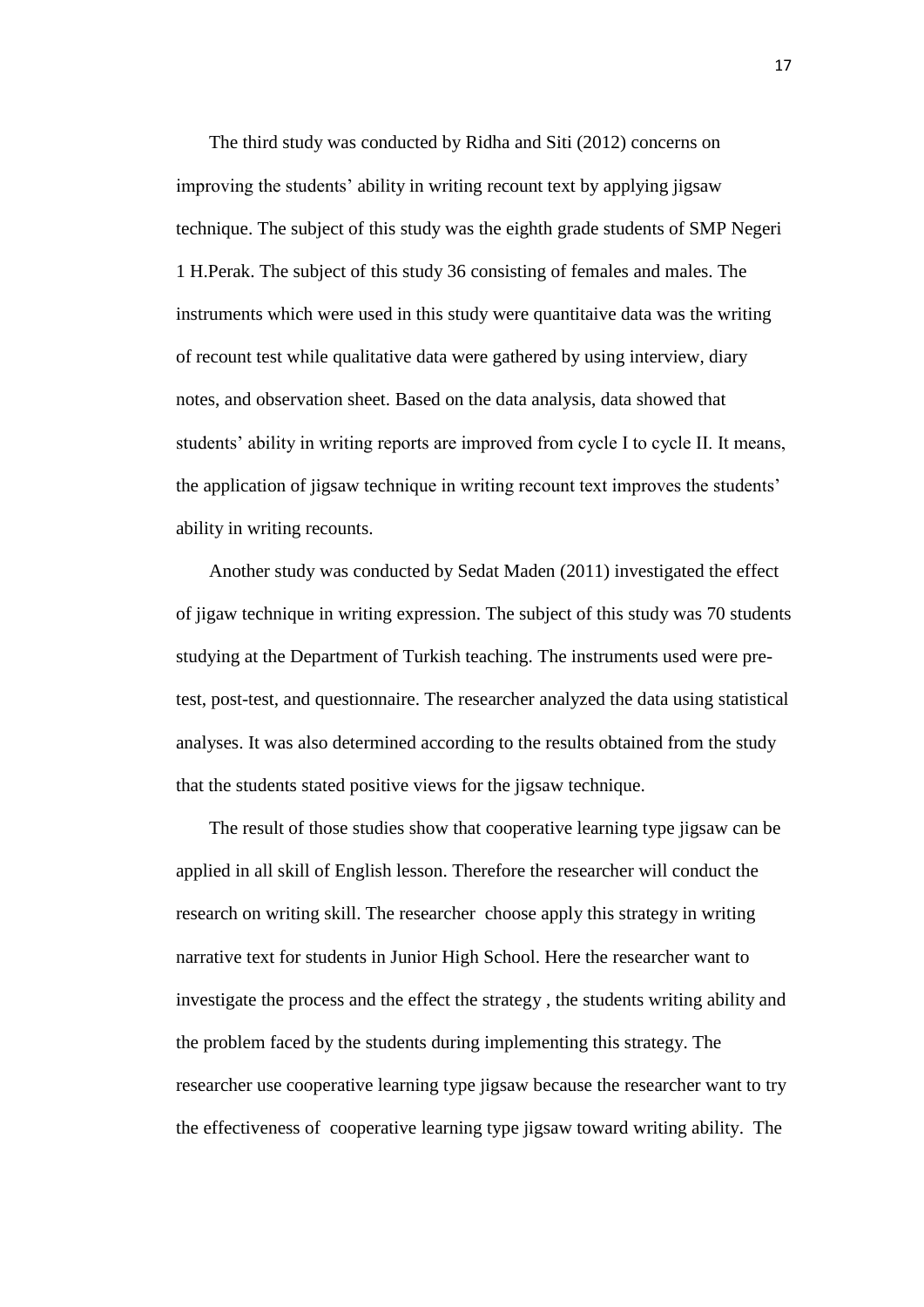The third study was conducted by Ridha and Siti (2012) concerns on improving the students' ability in writing recount text by applying jigsaw technique. The subject of this study was the eighth grade students of SMP Negeri 1 H.Perak. The subject of this study 36 consisting of females and males. The instruments which were used in this study were quantitaive data was the writing of recount test while qualitative data were gathered by using interview, diary notes, and observation sheet. Based on the data analysis, data showed that students' ability in writing reports are improved from cycle I to cycle II. It means, the application of jigsaw technique in writing recount text improves the students' ability in writing recounts.

Another study was conducted by Sedat Maden (2011) investigated the effect of jigaw technique in writing expression. The subject of this study was 70 students studying at the Department of Turkish teaching. The instruments used were pre-test, post-test, and questionnaire. The researcher analyzed the data using statistical analyses. It was also determined according to the results obtained from the study that the students stated positive views for the jigsaw technique.

The result of those studies show that cooperative learning type jigsaw can be applied in all skill of English lesson. Therefore the researcher will conduct the research on writing skill. The researcher choose apply this strategy in writing narrative text for students in Junior High School. Here the researcher want to investigate the process and the effect the strategy , the students writing ability and the problem faced by the students during implementing this strategy. The researcher use cooperative learning type jigsaw because the researcher want to try the effectiveness of cooperative learning type jigsaw toward writing ability. The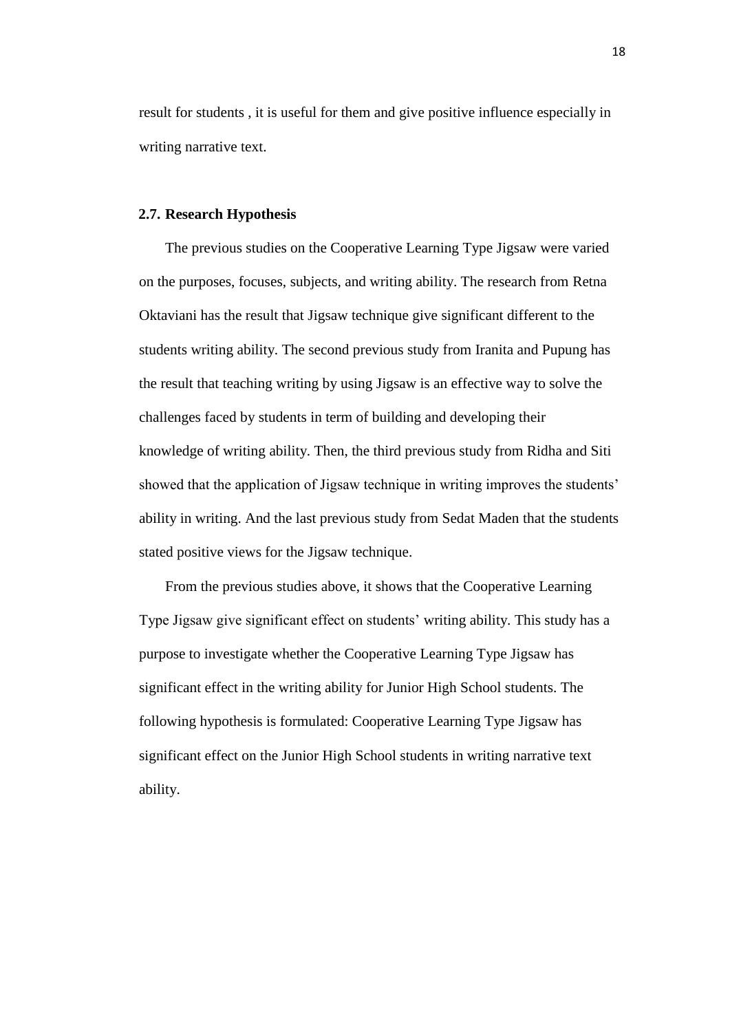result for students , it is useful for them and give positive influence especially in writing narrative text.

### 2.7. Research Hypothesis

The previous studies on the Cooperative Learning Type Jigsaw were varied on the purposes, focuses, subjects, and writing ability. The research from Retna Oktaviani has the result that Jigsaw technique give significant different to the students writing ability. The second previous study from Iranita and Pupung has the result that teaching writing by using Jigsaw is an effective way to solve the challenges faced by students in term of building and developing their knowledge of writing ability. Then, the third previous study from Ridha and Siti showed that the application of Jigsaw technique in writing improves the students' ability in writing. And the last previous study from Sedat Maden that the students stated positive views for the Jigsaw technique.

From the previous studies above, it shows that the Cooperative Learning Type Jigsaw give significant effect on students' writing ability. This study has a purpose to investigate whether the Cooperative Learning Type Jigsaw has significant effect in the writing ability for Junior High School students. The following hypothesis is formulated: Cooperative Learning Type Jigsaw has significant effect on the Junior High School students in writing narrative text ability.